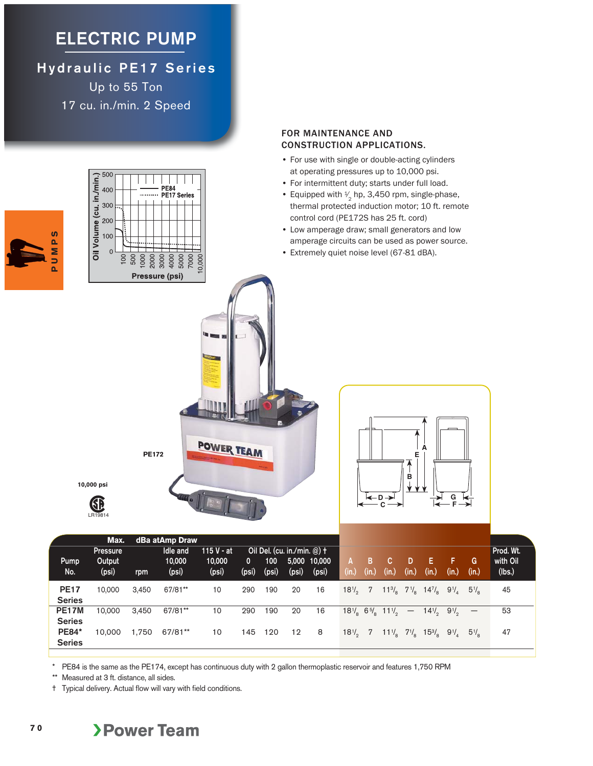# ELECTRIC PUMP

## Hydraulic PE17 Series

Up to 55 Ton

17 cu. in./min. 2 Speed

### FOR MAINTENANCE AND CONSTRUCTION APPLICATIONS.

- For use with single or double-acting cylinders at operating pressures up to 10,000 psi.
- For intermittent duty; starts under full load.
- Equipped with 1/2 hp, 3,450 rpm, single-phase, thermal protected induction motor; 10 ft. remote control cord (PE172S has 25 ft. cord)
- Low amperage draw; small generators and low amperage circuits can be used as power source.
- Extremely quiet noise level (67-81 dBA).

PE172

10,000 psi

LR19814

| Pump No. | Max. Pressure Output (psi) | rpm | dBa at Idle and 10,000 (psi) | Amp Draw 115 V - at 10,000 (psi) | Oil Del. (cu. in./min. @) † 0 (psi) | 100 (psi) | 5,000 (psi) | 10,000 (psi) | A (in.) | B (in.) | C (in.) | D (in.) | E (in.) | F (in.) | G (in.) | Prod. Wt. with Oil (lbs.) |
|---|---|---|---|---|---|---|---|---|---|---|---|---|---|---|---|---|
| PE17 Series | 10,000 | 3,450 | 67/81** | 10 | 290 | 190 | 20 | 16 | 18 1/2 | 7 | 11 3/8 | 7 1/8 | 14 7/8 | 9 1/4 | 5 1/8 | 45 |
| PE17M Series | 10,000 | 3,450 | 67/81** | 10 | 290 | 190 | 20 | 16 | 18 1/8 | 6 5/8 | 11 1/2 | — | 14 1/2 | 9 1/2 | — | 53 |
| PE84* Series | 10,000 | 1,750 | 67/81** | 10 | 145 | 120 | 12 | 8 | 18 1/2 | 7 | 11 1/8 | 7 1/8 | 15 3/8 | 9 1/4 | 5 1/8 | 47 |

\* PE84 is the same as the PE174, except has continuous duty with 2 gallon thermoplastic reservoir and features 1,750 RPM

** Measured at 3 ft. distance, all sides.

† Typical delivery. Actual flow will vary with field conditions.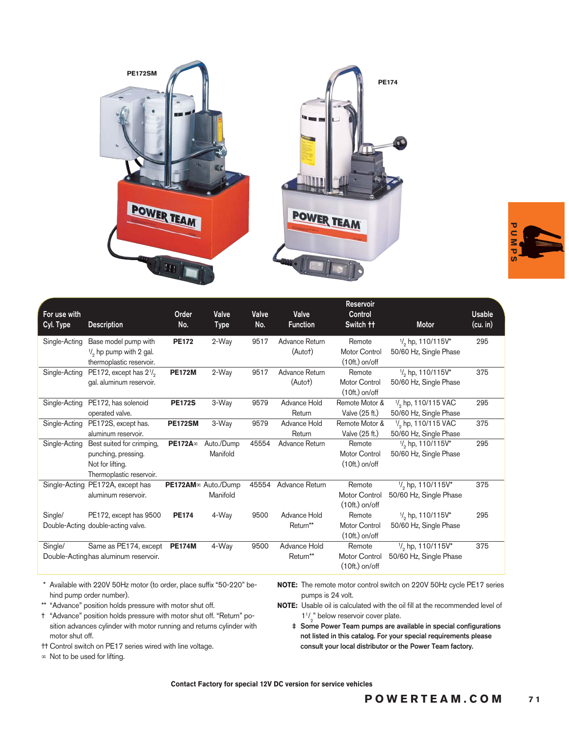PE172SM

PE174

| For use with Cyl. Type | Description | Order No. | Valve Type | Valve No. | Valve Function | Reservoir Control Switch †† | Motor | Usable (cu. in) |
|---|---|---|---|---|---|---|---|---|
| Single-Acting | Base model pump with $^1/_2$ hp pump with 2 gal. thermoplastic reservoir. | **PE172** | 2-Way | 9517 | Advance Return (Auto†) | Remote Motor Control (10ft.) on/off | $^1/_2$ hp, 110/115V* 50/60 Hz, Single Phase | 295 |
| Single-Acting | PE172, except has $2^1/_2$ gal. aluminum reservoir. | **PE172M** | 2-Way | 9517 | Advance Return (Auto†) | Remote Motor Control (10ft.) on/off | $^1/_2$ hp, 110/115V* 50/60 Hz, Single Phase | 375 |
| Single-Acting | PE172, has solenoid operated valve. | **PE172S** | 3-Way | 9579 | Advance Hold Return | Remote Motor & Valve (25 ft.) | $^1/_2$ hp, 110/115 VAC 50/60 Hz, Single Phase | 295 |
| Single-Acting | PE172S, except has. aluminum reservoir. | **PE172SM** | 3-Way | 9579 | Advance Hold Return | Remote Motor & Valve (25 ft.) | $^1/_2$ hp, 110/115 VAC 50/60 Hz, Single Phase | 375 |
| Single-Acting | Best suited for crimping, punching, pressing. Not for lifting. Thermoplastic reservoir. | **PE172A**∞ | Auto./Dump Manifold | 45554 | Advance Return | Remote Motor Control (10ft.) on/off | $^1/_2$ hp, 110/115V* 50/60 Hz, Single Phase | 295 |
| Single-Acting | PE172A, except has aluminum reservoir. | **PE172AM**∞ | Auto./Dump Manifold | 45554 | Advance Return | Remote Motor Control (10ft.) on/off | $^1/_2$ hp, 110/115V* 50/60 Hz, Single Phase | 375 |
| Single/ Double-Acting | PE172, except has 9500 double-acting valve. | **PE174** | 4-Way | 9500 | Advance Hold Return** | Remote Motor Control (10ft.) on/off | $^1/_2$ hp, 110/115V* 50/60 Hz, Single Phase | 295 |
| Single/ Double-Acting | Same as PE174, except has aluminum reservoir. | **PE174M** | 4-Way | 9500 | Advance Hold Return** | Remote Motor Control (10ft.) on/off | $^1/_2$ hp, 110/115V* 50/60 Hz, Single Phase | 375 |

\* Available with 220V 50Hz motor (to order, place suffix "50-220" behind pump order number).

** "Advance" position holds pressure with motor shut off.

† "Advance" position holds pressure with motor shut off. "Return" position advances cylinder with motor running and returns cylinder with motor shut off.

†† Control switch on PE17 series wired with line voltage.

∞ Not to be used for lifting.

**NOTE:** The remote motor control switch on 220V 50Hz cycle PE17 series pumps is 24 volt.

**NOTE:** Usable oil is calculated with the oil fill at the recommended level of $1^1/_2$" below reservoir cover plate.

**‡ Some Power Team pumps are available in special configurations not listed in this catalog. For your special requirements please consult your local distributor or the Power Team factory.**

**Contact Factory for special 12V DC version for service vehicles**